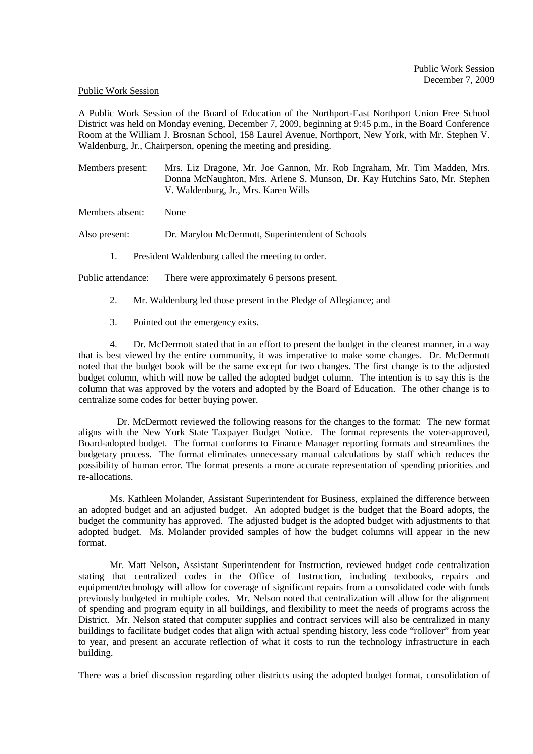Public Work Session

A Public Work Session of the Board of Education of the Northport-East Northport Union Free School District was held on Monday evening, December 7, 2009, beginning at 9:45 p.m., in the Board Conference Room at the William J. Brosnan School, 158 Laurel Avenue, Northport, New York, with Mr. Stephen V. Waldenburg, Jr., Chairperson, opening the meeting and presiding.

Members present: Mrs. Liz Dragone, Mr. Joe Gannon, Mr. Rob Ingraham, Mr. Tim Madden, Mrs. Donna McNaughton, Mrs. Arlene S. Munson, Dr. Kay Hutchins Sato, Mr. Stephen V. Waldenburg, Jr., Mrs. Karen Wills

Members absent: None

Also present: Dr. Marylou McDermott, Superintendent of Schools

1. President Waldenburg called the meeting to order.

Public attendance: There were approximately 6 persons present.

2. Mr. Waldenburg led those present in the Pledge of Allegiance; and

3. Pointed out the emergency exits.

4. Dr. McDermott stated that in an effort to present the budget in the clearest manner, in a way that is best viewed by the entire community, it was imperative to make some changes. Dr. McDermott noted that the budget book will be the same except for two changes. The first change is to the adjusted budget column, which will now be called the adopted budget column. The intention is to say this is the column that was approved by the voters and adopted by the Board of Education. The other change is to centralize some codes for better buying power.

Dr. McDermott reviewed the following reasons for the changes to the format: The new format aligns with the New York State Taxpayer Budget Notice. The format represents the voter-approved, Board-adopted budget. The format conforms to Finance Manager reporting formats and streamlines the budgetary process. The format eliminates unnecessary manual calculations by staff which reduces the possibility of human error. The format presents a more accurate representation of spending priorities and re-allocations.

Ms. Kathleen Molander, Assistant Superintendent for Business, explained the difference between an adopted budget and an adjusted budget. An adopted budget is the budget that the Board adopts, the budget the community has approved. The adjusted budget is the adopted budget with adjustments to that adopted budget. Ms. Molander provided samples of how the budget columns will appear in the new format.

Mr. Matt Nelson, Assistant Superintendent for Instruction, reviewed budget code centralization stating that centralized codes in the Office of Instruction, including textbooks, repairs and equipment/technology will allow for coverage of significant repairs from a consolidated code with funds previously budgeted in multiple codes. Mr. Nelson noted that centralization will allow for the alignment of spending and program equity in all buildings, and flexibility to meet the needs of programs across the District. Mr. Nelson stated that computer supplies and contract services will also be centralized in many buildings to facilitate budget codes that align with actual spending history, less code "rollover" from year to year, and present an accurate reflection of what it costs to run the technology infrastructure in each building.

There was a brief discussion regarding other districts using the adopted budget format, consolidation of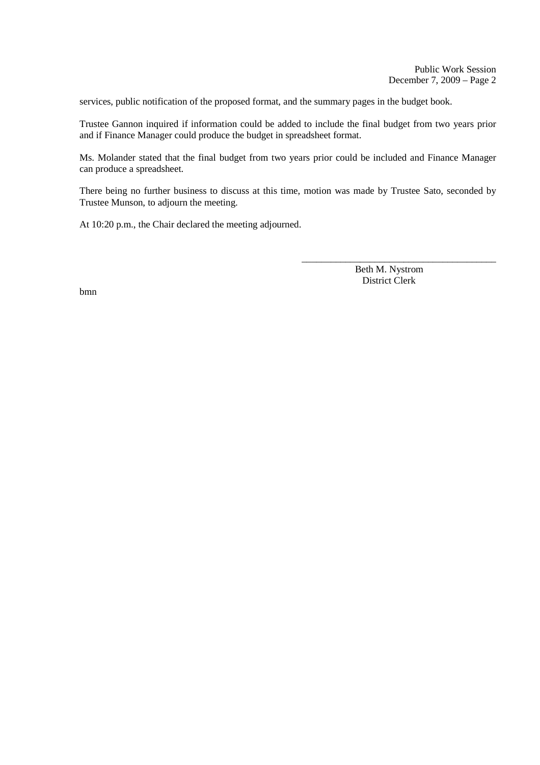services, public notification of the proposed format, and the summary pages in the budget book.

Trustee Gannon inquired if information could be added to include the final budget from two years prior and if Finance Manager could produce the budget in spreadsheet format.

Ms. Molander stated that the final budget from two years prior could be included and Finance Manager can produce a spreadsheet.

There being no further business to discuss at this time, motion was made by Trustee Sato, seconded by Trustee Munson, to adjourn the meeting.

At 10:20 p.m., the Chair declared the meeting adjourned.

\_\_\_\_\_\_\_\_\_\_\_\_\_\_\_\_\_\_\_\_\_\_\_\_\_\_\_\_\_\_\_\_\_\_\_\_\_\_\_\_

Beth M. Nystrom
District Clerk

bmn